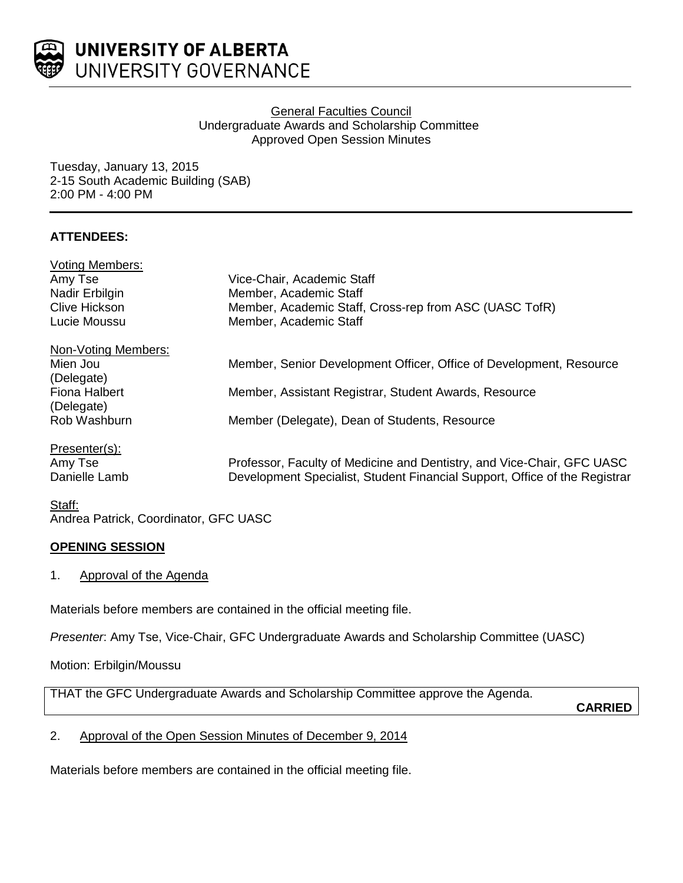UNIVERSITY OF ALBERTA
UNIVERSITY GOVERNANCE

General Faculties Council
Undergraduate Awards and Scholarship Committee
Approved Open Session Minutes

Tuesday, January 13, 2015
2-15 South Academic Building (SAB)
2:00 PM - 4:00 PM

**ATTENDEES:**

Voting Members:

| | |
|---|---|
| Amy Tse | Vice-Chair, Academic Staff |
| Nadir Erbilgin | Member, Academic Staff |
| Clive Hickson | Member, Academic Staff, Cross-rep from ASC (UASC TofR) |
| Lucie Moussu | Member, Academic Staff |

Non-Voting Members:

| | |
|---|---|
| Mien Jou (Delegate) | Member, Senior Development Officer, Office of Development, Resource |
| Fiona Halbert (Delegate) | Member, Assistant Registrar, Student Awards, Resource |
| Rob Washburn | Member (Delegate), Dean of Students, Resource |

Presenter(s):

| | |
|---|---|
| Amy Tse | Professor, Faculty of Medicine and Dentistry, and Vice-Chair, GFC UASC |
| Danielle Lamb | Development Specialist, Student Financial Support, Office of the Registrar |

Staff:
Andrea Patrick, Coordinator, GFC UASC

**OPENING SESSION**

1. Approval of the Agenda

Materials before members are contained in the official meeting file.

*Presenter*: Amy Tse, Vice-Chair, GFC Undergraduate Awards and Scholarship Committee (UASC)

Motion: Erbilgin/Moussu

THAT the GFC Undergraduate Awards and Scholarship Committee approve the Agenda.

**CARRIED**

2. Approval of the Open Session Minutes of December 9, 2014

Materials before members are contained in the official meeting file.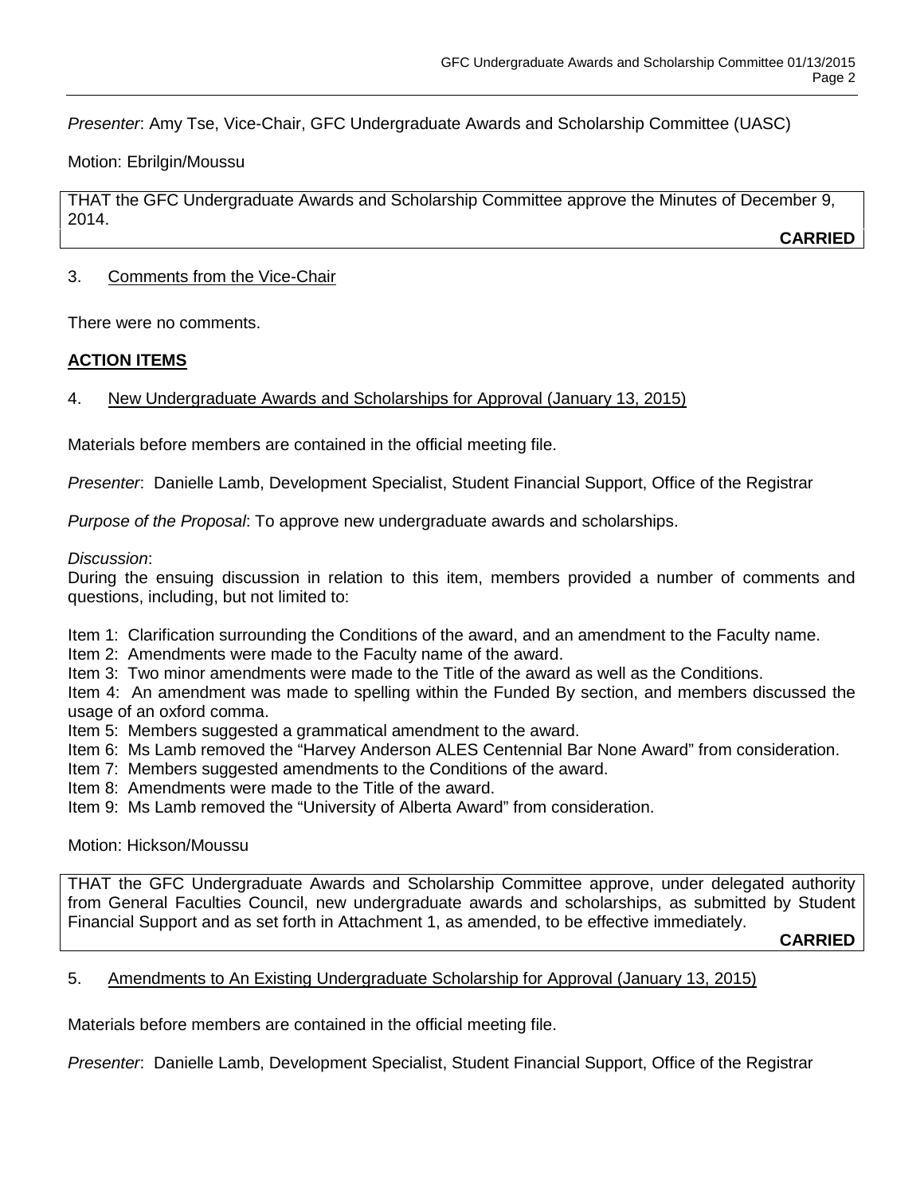*Presenter*: Amy Tse, Vice-Chair, GFC Undergraduate Awards and Scholarship Committee (UASC)

Motion: Ebrilgin/Moussu

> THAT the GFC Undergraduate Awards and Scholarship Committee approve the Minutes of December 9, 2014.
>
> **CARRIED**

3. Comments from the Vice-Chair

There were no comments.

## ACTION ITEMS

4. New Undergraduate Awards and Scholarships for Approval (January 13, 2015)

Materials before members are contained in the official meeting file.

*Presenter*: Danielle Lamb, Development Specialist, Student Financial Support, Office of the Registrar

*Purpose of the Proposal*: To approve new undergraduate awards and scholarships.

*Discussion*:
During the ensuing discussion in relation to this item, members provided a number of comments and questions, including, but not limited to:

Item 1: Clarification surrounding the Conditions of the award, and an amendment to the Faculty name.
Item 2: Amendments were made to the Faculty name of the award.
Item 3: Two minor amendments were made to the Title of the award as well as the Conditions.
Item 4: An amendment was made to spelling within the Funded By section, and members discussed the usage of an oxford comma.
Item 5: Members suggested a grammatical amendment to the award.
Item 6: Ms Lamb removed the "Harvey Anderson ALES Centennial Bar None Award" from consideration.
Item 7: Members suggested amendments to the Conditions of the award.
Item 8: Amendments were made to the Title of the award.
Item 9: Ms Lamb removed the "University of Alberta Award" from consideration.

Motion: Hickson/Moussu

> THAT the GFC Undergraduate Awards and Scholarship Committee approve, under delegated authority from General Faculties Council, new undergraduate awards and scholarships, as submitted by Student Financial Support and as set forth in Attachment 1, as amended, to be effective immediately.
>
> **CARRIED**

5. Amendments to An Existing Undergraduate Scholarship for Approval (January 13, 2015)

Materials before members are contained in the official meeting file.

*Presenter*: Danielle Lamb, Development Specialist, Student Financial Support, Office of the Registrar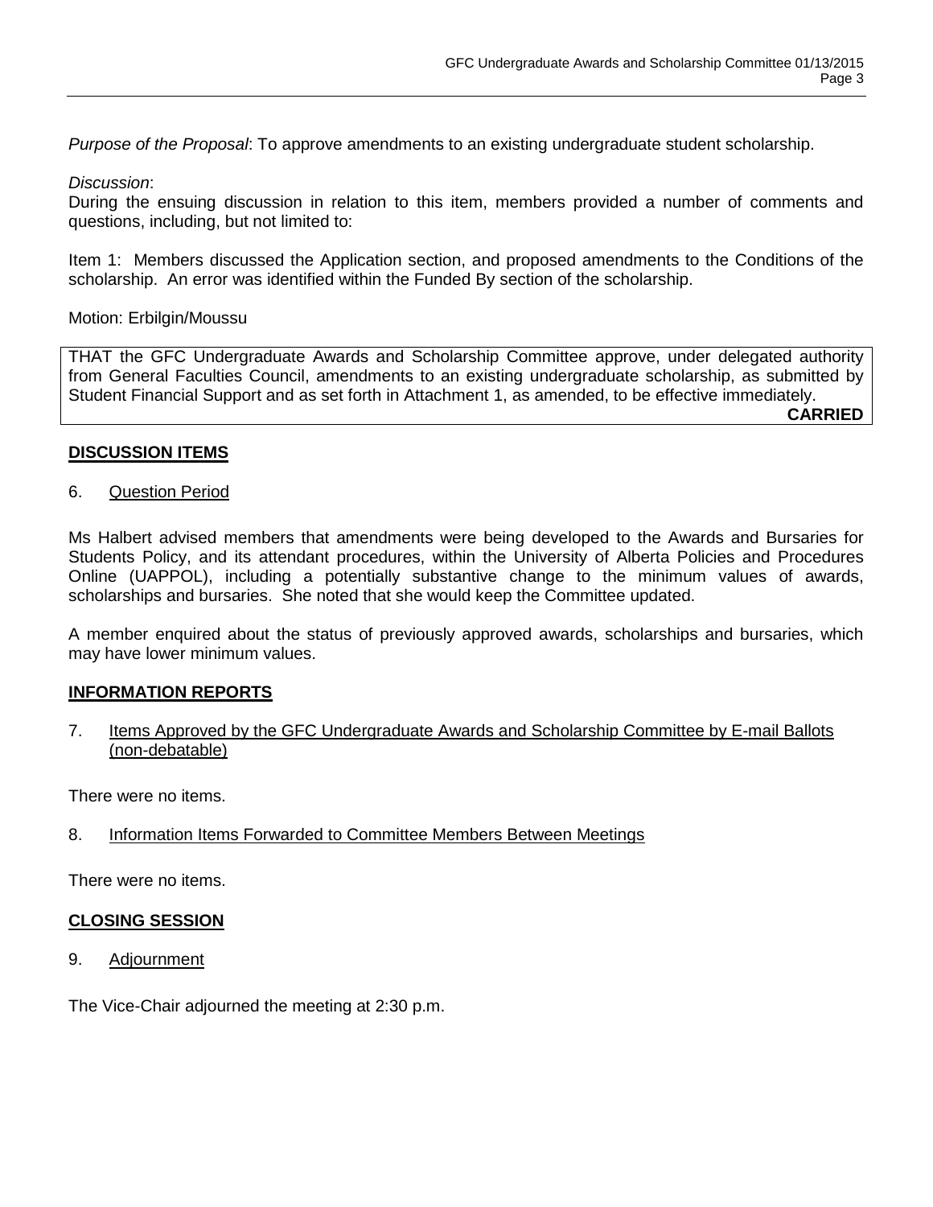*Purpose of the Proposal*: To approve amendments to an existing undergraduate student scholarship.

*Discussion*:
During the ensuing discussion in relation to this item, members provided a number of comments and questions, including, but not limited to:

Item 1: Members discussed the Application section, and proposed amendments to the Conditions of the scholarship. An error was identified within the Funded By section of the scholarship.

Motion: Erbilgin/Moussu

THAT the GFC Undergraduate Awards and Scholarship Committee approve, under delegated authority from General Faculties Council, amendments to an existing undergraduate scholarship, as submitted by Student Financial Support and as set forth in Attachment 1, as amended, to be effective immediately.

**CARRIED**

## DISCUSSION ITEMS

6. Question Period

Ms Halbert advised members that amendments were being developed to the Awards and Bursaries for Students Policy, and its attendant procedures, within the University of Alberta Policies and Procedures Online (UAPPOL), including a potentially substantive change to the minimum values of awards, scholarships and bursaries. She noted that she would keep the Committee updated.

A member enquired about the status of previously approved awards, scholarships and bursaries, which may have lower minimum values.

## INFORMATION REPORTS

7. Items Approved by the GFC Undergraduate Awards and Scholarship Committee by E-mail Ballots (non-debatable)

There were no items.

8. Information Items Forwarded to Committee Members Between Meetings

There were no items.

## CLOSING SESSION

9. Adjournment

The Vice-Chair adjourned the meeting at 2:30 p.m.